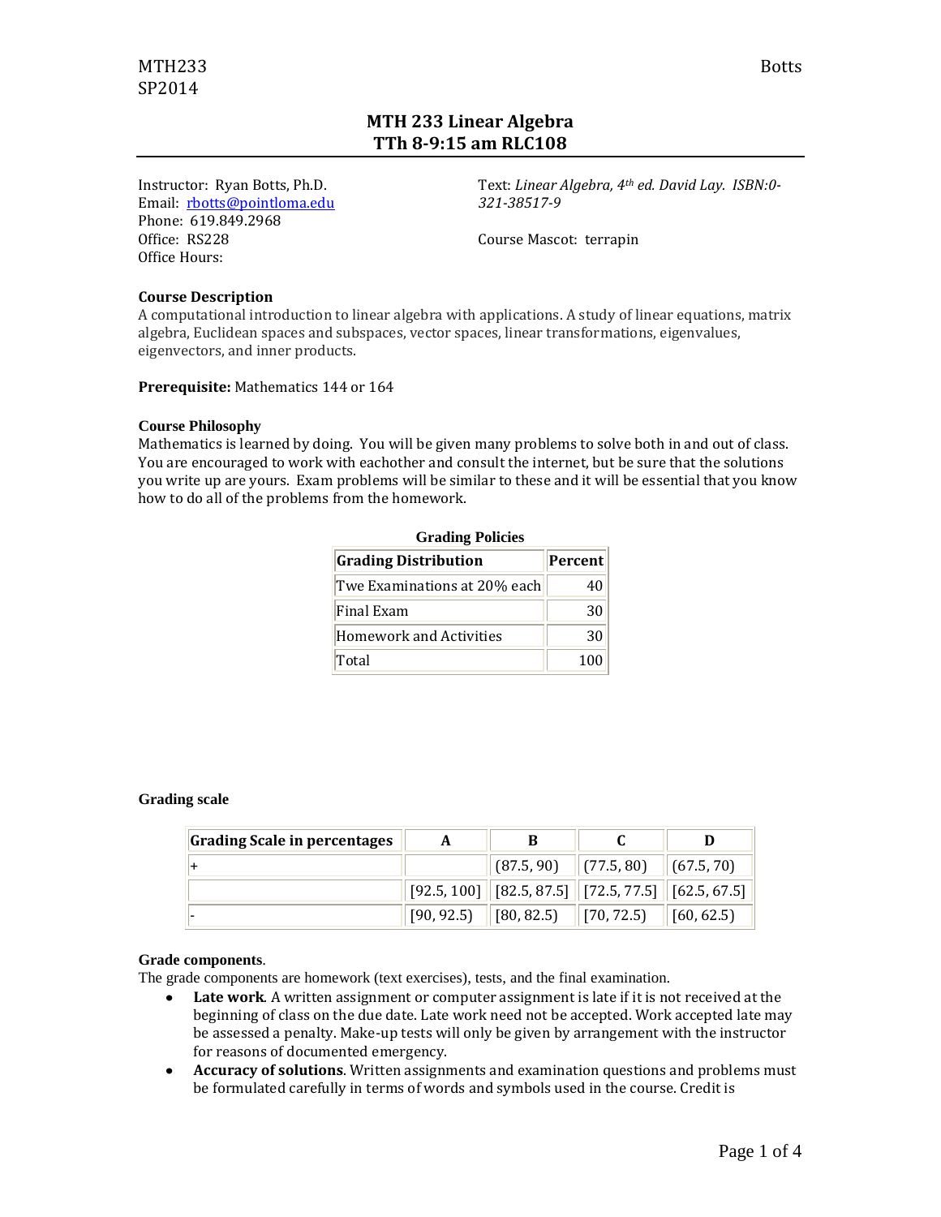# MTH 233 Linear Algebra
## TTh 8-9:15 am RLC108

Instructor: Ryan Botts, Ph.D.
Email: rbotts@pointloma.edu
Phone: 619.849.2968
Office: RS228
Office Hours:

Text: *Linear Algebra, 4th ed. David Lay. ISBN:0-321-38517-9*

Course Mascot: terrapin

### Course Description

A computational introduction to linear algebra with applications. A study of linear equations, matrix algebra, Euclidean spaces and subspaces, vector spaces, linear transformations, eigenvalues, eigenvectors, and inner products.

**Prerequisite:** Mathematics 144 or 164

### Course Philosophy

Mathematics is learned by doing. You will be given many problems to solve both in and out of class. You are encouraged to work with eachother and consult the internet, but be sure that the solutions you write up are yours. Exam problems will be similar to these and it will be essential that you know how to do all of the problems from the homework.

**Grading Policies**

| Grading Distribution | Percent |
|---|---|
| Twe Examinations at 20% each | 40 |
| Final Exam | 30 |
| Homework and Activities | 30 |
| Total | 100 |

### Grading scale

| Grading Scale in percentages | A | B | C | D |
|---|---|---|---|---|
| + | | (87.5, 90) | (77.5, 80) | (67.5, 70) |
| | [92.5, 100] | [82.5, 87.5] | [72.5, 77.5] | [62.5, 67.5] |
| - | [90, 92.5) | [80, 82.5) | [70, 72.5) | [60, 62.5) |

**Grade components**.
The grade components are homework (text exercises), tests, and the final examination.

- **Late work**. A written assignment or computer assignment is late if it is not received at the beginning of class on the due date. Late work need not be accepted. Work accepted late may be assessed a penalty. Make-up tests will only be given by arrangement with the instructor for reasons of documented emergency.
- **Accuracy of solutions**. Written assignments and examination questions and problems must be formulated carefully in terms of words and symbols used in the course. Credit is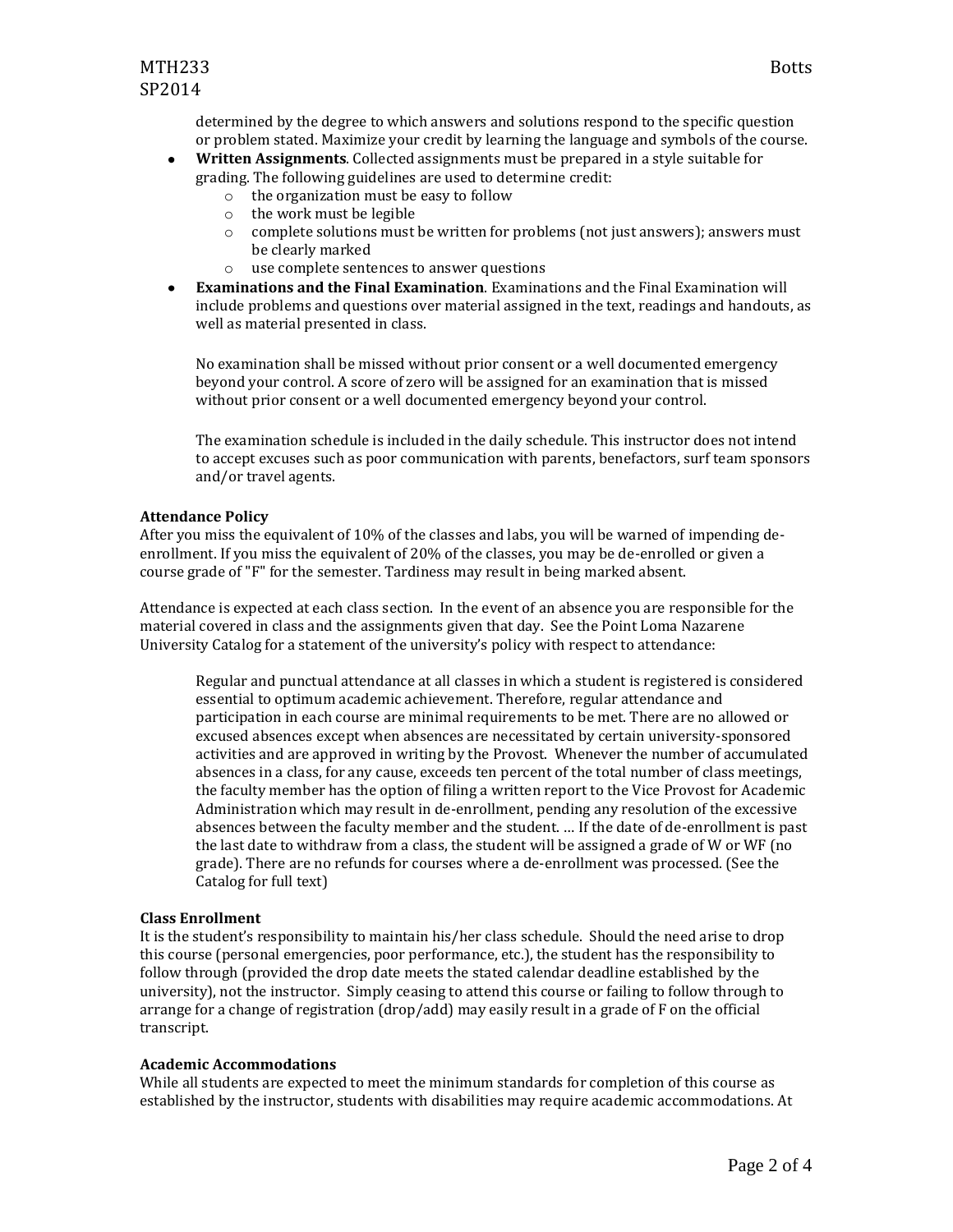determined by the degree to which answers and solutions respond to the specific question or problem stated. Maximize your credit by learning the language and symbols of the course.

- **Written Assignments**. Collected assignments must be prepared in a style suitable for grading. The following guidelines are used to determine credit:
    - the organization must be easy to follow
    - the work must be legible
    - complete solutions must be written for problems (not just answers); answers must be clearly marked
    - use complete sentences to answer questions
- **Examinations and the Final Examination**. Examinations and the Final Examination will include problems and questions over material assigned in the text, readings and handouts, as well as material presented in class.

  No examination shall be missed without prior consent or a well documented emergency beyond your control. A score of zero will be assigned for an examination that is missed without prior consent or a well documented emergency beyond your control.

  The examination schedule is included in the daily schedule. This instructor does not intend to accept excuses such as poor communication with parents, benefactors, surf team sponsors and/or travel agents.

**Attendance Policy**

After you miss the equivalent of 10% of the classes and labs, you will be warned of impending de-enrollment. If you miss the equivalent of 20% of the classes, you may be de-enrolled or given a course grade of "F" for the semester. Tardiness may result in being marked absent.

Attendance is expected at each class section. In the event of an absence you are responsible for the material covered in class and the assignments given that day. See the Point Loma Nazarene University Catalog for a statement of the university's policy with respect to attendance:

> Regular and punctual attendance at all classes in which a student is registered is considered essential to optimum academic achievement. Therefore, regular attendance and participation in each course are minimal requirements to be met. There are no allowed or excused absences except when absences are necessitated by certain university-sponsored activities and are approved in writing by the Provost. Whenever the number of accumulated absences in a class, for any cause, exceeds ten percent of the total number of class meetings, the faculty member has the option of filing a written report to the Vice Provost for Academic Administration which may result in de-enrollment, pending any resolution of the excessive absences between the faculty member and the student. … If the date of de-enrollment is past the last date to withdraw from a class, the student will be assigned a grade of W or WF (no grade). There are no refunds for courses where a de-enrollment was processed. (See the Catalog for full text)

**Class Enrollment**

It is the student's responsibility to maintain his/her class schedule. Should the need arise to drop this course (personal emergencies, poor performance, etc.), the student has the responsibility to follow through (provided the drop date meets the stated calendar deadline established by the university), not the instructor. Simply ceasing to attend this course or failing to follow through to arrange for a change of registration (drop/add) may easily result in a grade of F on the official transcript.

**Academic Accommodations**

While all students are expected to meet the minimum standards for completion of this course as established by the instructor, students with disabilities may require academic accommodations. At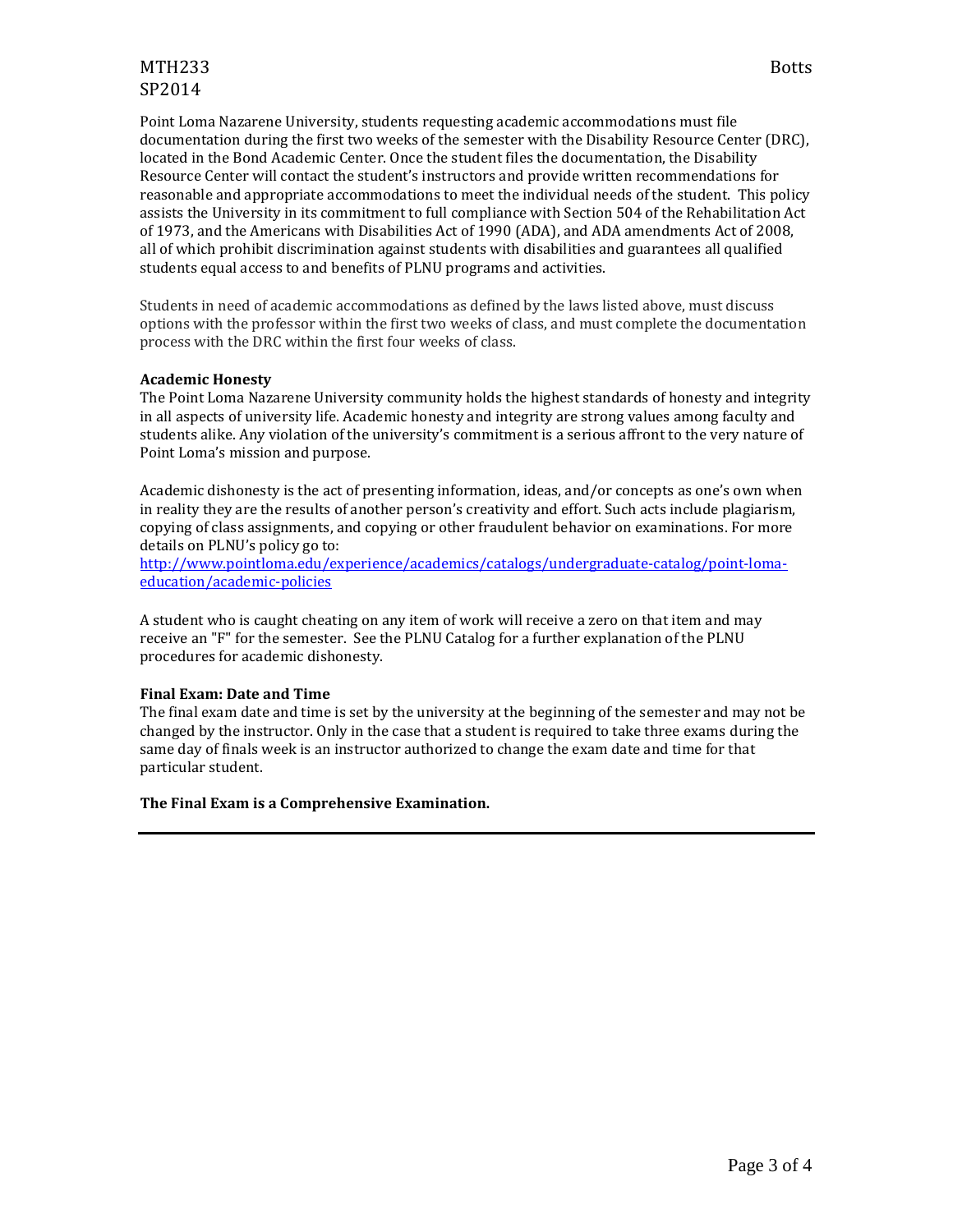Point Loma Nazarene University, students requesting academic accommodations must file documentation during the first two weeks of the semester with the Disability Resource Center (DRC), located in the Bond Academic Center. Once the student files the documentation, the Disability Resource Center will contact the student's instructors and provide written recommendations for reasonable and appropriate accommodations to meet the individual needs of the student. This policy assists the University in its commitment to full compliance with Section 504 of the Rehabilitation Act of 1973, and the Americans with Disabilities Act of 1990 (ADA), and ADA amendments Act of 2008, all of which prohibit discrimination against students with disabilities and guarantees all qualified students equal access to and benefits of PLNU programs and activities.

Students in need of academic accommodations as defined by the laws listed above, must discuss options with the professor within the first two weeks of class, and must complete the documentation process with the DRC within the first four weeks of class.

**Academic Honesty**
The Point Loma Nazarene University community holds the highest standards of honesty and integrity in all aspects of university life. Academic honesty and integrity are strong values among faculty and students alike. Any violation of the university's commitment is a serious affront to the very nature of Point Loma's mission and purpose.

Academic dishonesty is the act of presenting information, ideas, and/or concepts as one's own when in reality they are the results of another person's creativity and effort. Such acts include plagiarism, copying of class assignments, and copying or other fraudulent behavior on examinations. For more details on PLNU's policy go to:
[http://www.pointloma.edu/experience/academics/catalogs/undergraduate-catalog/point-loma-education/academic-policies](http://www.pointloma.edu/experience/academics/catalogs/undergraduate-catalog/point-loma-education/academic-policies)

A student who is caught cheating on any item of work will receive a zero on that item and may receive an "F" for the semester. See the PLNU Catalog for a further explanation of the PLNU procedures for academic dishonesty.

**Final Exam: Date and Time**
The final exam date and time is set by the university at the beginning of the semester and may not be changed by the instructor. Only in the case that a student is required to take three exams during the same day of finals week is an instructor authorized to change the exam date and time for that particular student.

**The Final Exam is a Comprehensive Examination.**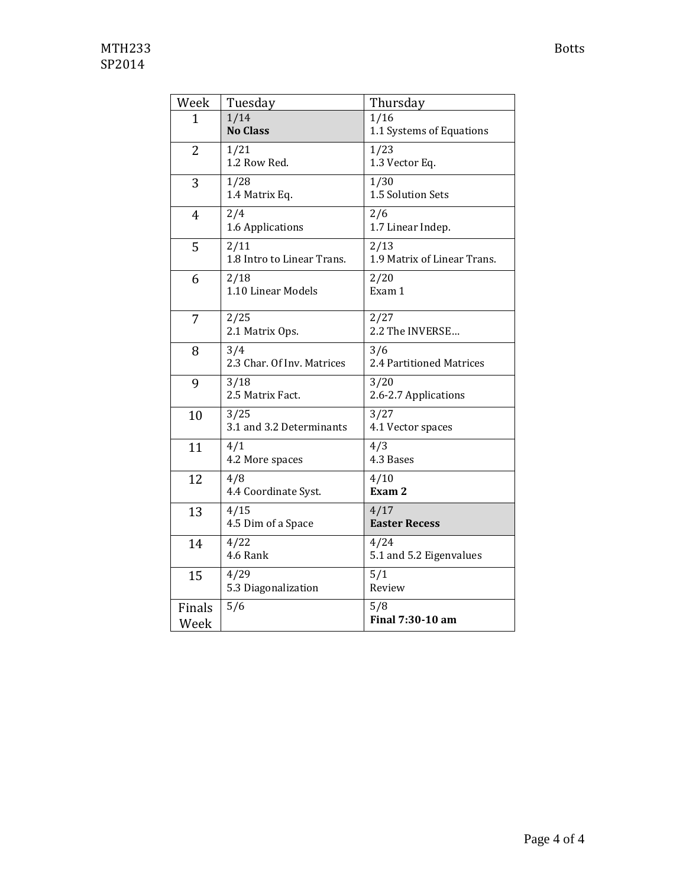| Week | Tuesday | Thursday |
|---|---|---|
| 1 | 1/14<br>**No Class** | 1/16<br>1.1 Systems of Equations |
| 2 | 1/21<br>1.2 Row Red. | 1/23<br>1.3 Vector Eq. |
| 3 | 1/28<br>1.4 Matrix Eq. | 1/30<br>1.5 Solution Sets |
| 4 | 2/4<br>1.6 Applications | 2/6<br>1.7 Linear Indep. |
| 5 | 2/11<br>1.8 Intro to Linear Trans. | 2/13<br>1.9 Matrix of Linear Trans. |
| 6 | 2/18<br>1.10 Linear Models | 2/20<br>Exam 1 |
| 7 | 2/25<br>2.1 Matrix Ops. | 2/27<br>2.2 The INVERSE… |
| 8 | 3/4<br>2.3 Char. Of Inv. Matrices | 3/6<br>2.4 Partitioned Matrices |
| 9 | 3/18<br>2.5 Matrix Fact. | 3/20<br>2.6-2.7 Applications |
| 10 | 3/25<br>3.1 and 3.2 Determinants | 3/27<br>4.1 Vector spaces |
| 11 | 4/1<br>4.2 More spaces | 4/3<br>4.3 Bases |
| 12 | 4/8<br>4.4 Coordinate Syst. | 4/10<br>**Exam 2** |
| 13 | 4/15<br>4.5 Dim of a Space | 4/17<br>**Easter Recess** |
| 14 | 4/22<br>4.6 Rank | 4/24<br>5.1 and 5.2 Eigenvalues |
| 15 | 4/29<br>5.3 Diagonalization | 5/1<br>Review |
| Finals Week | 5/6 | 5/8<br>**Final 7:30-10 am** |